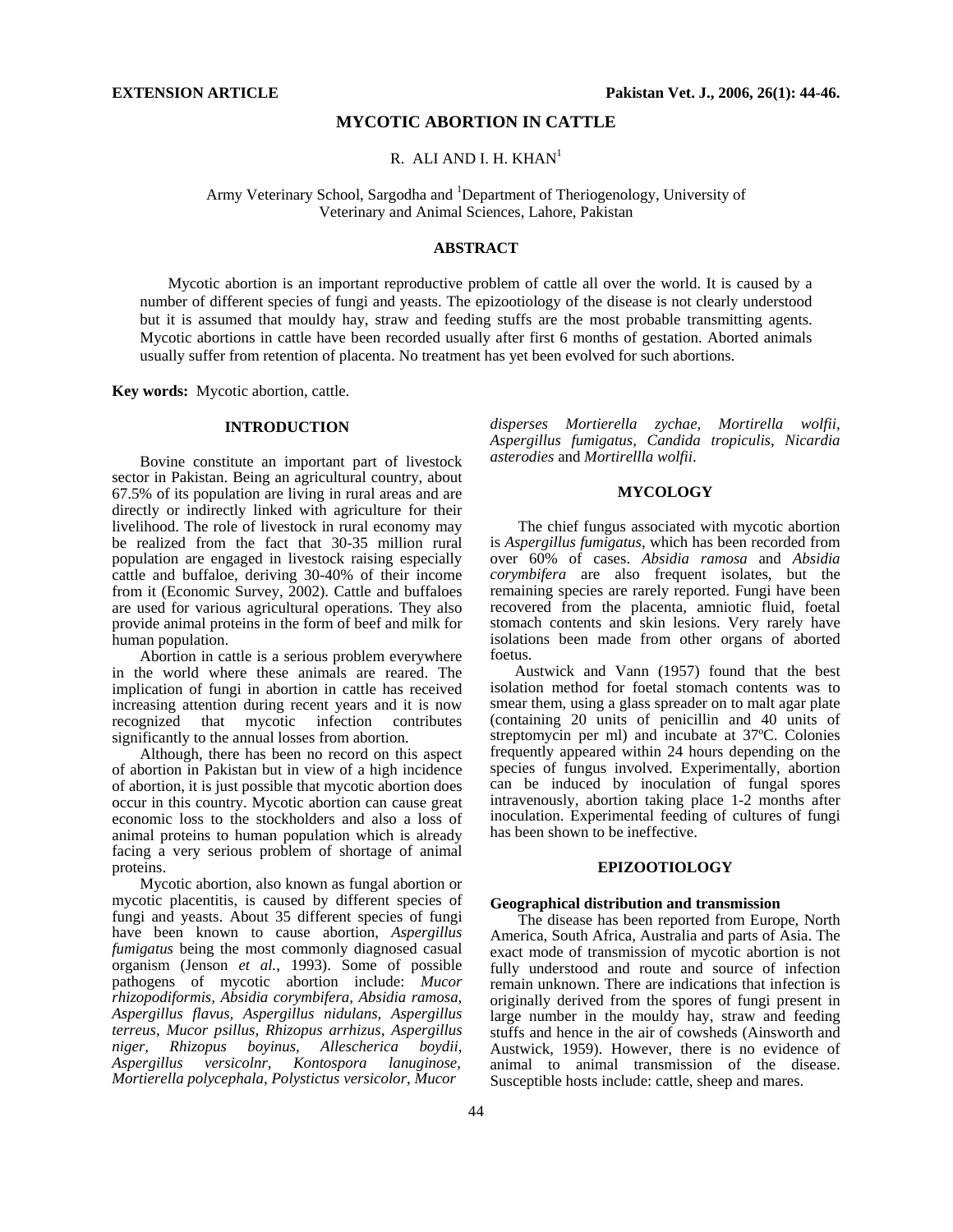**EXTENSION ARTICLE**

# MYCOTIC ABORTION IN CATTLE

R. ALI AND I. H. KHAN[1]

Army Veterinary School, Sargodha and [1]Department of Theriogenology, University of Veterinary and Animal Sciences, Lahore, Pakistan

## ABSTRACT

Mycotic abortion is an important reproductive problem of cattle all over the world. It is caused by a number of different species of fungi and yeasts. The epizootiology of the disease is not clearly understood but it is assumed that mouldy hay, straw and feeding stuffs are the most probable transmitting agents. Mycotic abortions in cattle have been recorded usually after first 6 months of gestation. Aborted animals usually suffer from retention of placenta. No treatment has yet been evolved for such abortions.

**Key words:** Mycotic abortion, cattle.

## INTRODUCTION

Bovine constitute an important part of livestock sector in Pakistan. Being an agricultural country, about 67.5% of its population are living in rural areas and are directly or indirectly linked with agriculture for their livelihood. The role of livestock in rural economy may be realized from the fact that 30-35 million rural population are engaged in livestock raising especially cattle and buffaloe, deriving 30-40% of their income from it (Economic Survey, 2002). Cattle and buffaloes are used for various agricultural operations. They also provide animal proteins in the form of beef and milk for human population.

Abortion in cattle is a serious problem everywhere in the world where these animals are reared. The implication of fungi in abortion in cattle has received increasing attention during recent years and it is now recognized that mycotic infection contributes significantly to the annual losses from abortion.

Although, there has been no record on this aspect of abortion in Pakistan but in view of a high incidence of abortion, it is just possible that mycotic abortion does occur in this country. Mycotic abortion can cause great economic loss to the stockholders and also a loss of animal proteins to human population which is already facing a very serious problem of shortage of animal proteins.

Mycotic abortion, also known as fungal abortion or mycotic placentitis, is caused by different species of fungi and yeasts. About 35 different species of fungi have been known to cause abortion, *Aspergillus fumigatus* being the most commonly diagnosed casual organism (Jenson *et al.*, 1993). Some of possible pathogens of mycotic abortion include: *Mucor rhizopodiformis, Absidia corymbifera, Absidia ramosa, Aspergillus flavus, Aspergillus nidulans, Aspergillus terreus, Mucor psillus, Rhizopus arrhizus, Aspergillus niger, Rhizopus boyinus, Allescherica boydii, Aspergillus versicolnr, Kontospora lanuginose, Mortierella polycephala, Polystictus versicolor, Mucor disperses Mortierella zychae, Mortirella wolfii, Aspergillus fumigatus, Candida tropiculis, Nicardia asterodies* and *Mortirellla wolfii*.

## MYCOLOGY

The chief fungus associated with mycotic abortion is *Aspergillus fumigatus*, which has been recorded from over 60% of cases. *Absidia ramosa* and *Absidia corymbifera* are also frequent isolates, but the remaining species are rarely reported. Fungi have been recovered from the placenta, amniotic fluid, foetal stomach contents and skin lesions. Very rarely have isolations been made from other organs of aborted foetus.

Austwick and Vann (1957) found that the best isolation method for foetal stomach contents was to smear them, using a glass spreader on to malt agar plate (containing 20 units of penicillin and 40 units of streptomycin per ml) and incubate at 37ºC. Colonies frequently appeared within 24 hours depending on the species of fungus involved. Experimentally, abortion can be induced by inoculation of fungal spores intravenously, abortion taking place 1-2 months after inoculation. Experimental feeding of cultures of fungi has been shown to be ineffective.

## EPIZOOTIOLOGY

### Geographical distribution and transmission

The disease has been reported from Europe, North America, South Africa, Australia and parts of Asia. The exact mode of transmission of mycotic abortion is not fully understood and route and source of infection remain unknown. There are indications that infection is originally derived from the spores of fungi present in large number in the mouldy hay, straw and feeding stuffs and hence in the air of cowsheds (Ainsworth and Austwick, 1959). However, there is no evidence of animal to animal transmission of the disease. Susceptible hosts include: cattle, sheep and mares.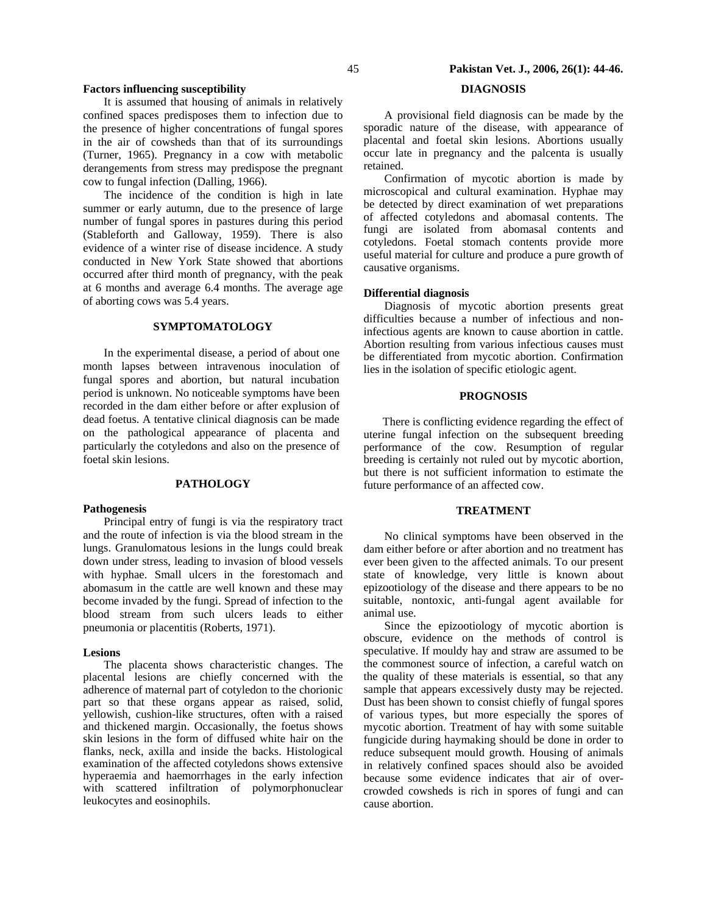### Factors influencing susceptibility

It is assumed that housing of animals in relatively confined spaces predisposes them to infection due to the presence of higher concentrations of fungal spores in the air of cowsheds than that of its surroundings (Turner, 1965). Pregnancy in a cow with metabolic derangements from stress may predispose the pregnant cow to fungal infection (Dalling, 1966).

The incidence of the condition is high in late summer or early autumn, due to the presence of large number of fungal spores in pastures during this period (Stableforth and Galloway, 1959). There is also evidence of a winter rise of disease incidence. A study conducted in New York State showed that abortions occurred after third month of pregnancy, with the peak at 6 months and average 6.4 months. The average age of aborting cows was 5.4 years.

## SYMPTOMATOLOGY

In the experimental disease, a period of about one month lapses between intravenous inoculation of fungal spores and abortion, but natural incubation period is unknown. No noticeable symptoms have been recorded in the dam either before or after explusion of dead foetus. A tentative clinical diagnosis can be made on the pathological appearance of placenta and particularly the cotyledons and also on the presence of foetal skin lesions.

## PATHOLOGY

### Pathogenesis

Principal entry of fungi is via the respiratory tract and the route of infection is via the blood stream in the lungs. Granulomatous lesions in the lungs could break down under stress, leading to invasion of blood vessels with hyphae. Small ulcers in the forestomach and abomasum in the cattle are well known and these may become invaded by the fungi. Spread of infection to the blood stream from such ulcers leads to either pneumonia or placentitis (Roberts, 1971).

### Lesions

The placenta shows characteristic changes. The placental lesions are chiefly concerned with the adherence of maternal part of cotyledon to the chorionic part so that these organs appear as raised, solid, yellowish, cushion-like structures, often with a raised and thickened margin. Occasionally, the foetus shows skin lesions in the form of diffused white hair on the flanks, neck, axilla and inside the backs. Histological examination of the affected cotyledons shows extensive hyperaemia and haemorrhages in the early infection with scattered infiltration of polymorphonuclear leukocytes and eosinophils.

## DIAGNOSIS

A provisional field diagnosis can be made by the sporadic nature of the disease, with appearance of placental and foetal skin lesions. Abortions usually occur late in pregnancy and the palcenta is usually retained.

Confirmation of mycotic abortion is made by microscopical and cultural examination. Hyphae may be detected by direct examination of wet preparations of affected cotyledons and abomasal contents. The fungi are isolated from abomasal contents and cotyledons. Foetal stomach contents provide more useful material for culture and produce a pure growth of causative organisms.

### Differential diagnosis

Diagnosis of mycotic abortion presents great difficulties because a number of infectious and non-infectious agents are known to cause abortion in cattle. Abortion resulting from various infectious causes must be differentiated from mycotic abortion. Confirmation lies in the isolation of specific etiologic agent.

## PROGNOSIS

There is conflicting evidence regarding the effect of uterine fungal infection on the subsequent breeding performance of the cow. Resumption of regular breeding is certainly not ruled out by mycotic abortion, but there is not sufficient information to estimate the future performance of an affected cow.

## TREATMENT

No clinical symptoms have been observed in the dam either before or after abortion and no treatment has ever been given to the affected animals. To our present state of knowledge, very little is known about epizootiology of the disease and there appears to be no suitable, nontoxic, anti-fungal agent available for animal use.

Since the epizootiology of mycotic abortion is obscure, evidence on the methods of control is speculative. If mouldy hay and straw are assumed to be the commonest source of infection, a careful watch on the quality of these materials is essential, so that any sample that appears excessively dusty may be rejected. Dust has been shown to consist chiefly of fungal spores of various types, but more especially the spores of mycotic abortion. Treatment of hay with some suitable fungicide during haymaking should be done in order to reduce subsequent mould growth. Housing of animals in relatively confined spaces should also be avoided because some evidence indicates that air of over-crowded cowsheds is rich in spores of fungi and can cause abortion.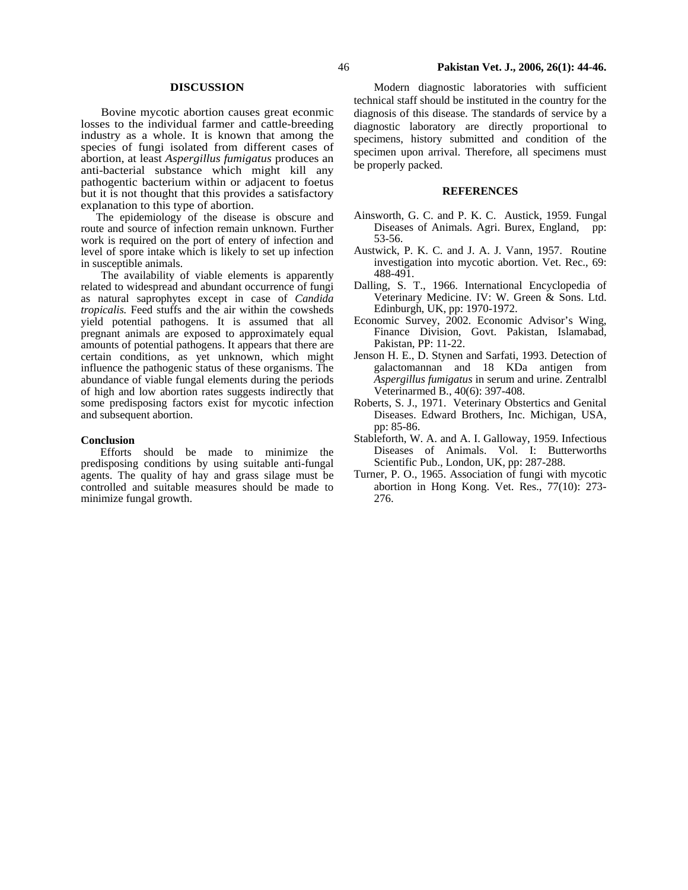## DISCUSSION

Bovine mycotic abortion causes great econmic losses to the individual farmer and cattle-breeding industry as a whole. It is known that among the species of fungi isolated from different cases of abortion, at least *Aspergillus fumigatus* produces an anti-bacterial substance which might kill any pathogentic bacterium within or adjacent to foetus but it is not thought that this provides a satisfactory explanation to this type of abortion.

The epidemiology of the disease is obscure and route and source of infection remain unknown. Further work is required on the port of entery of infection and level of spore intake which is likely to set up infection in susceptible animals.

The availability of viable elements is apparently related to widespread and abundant occurrence of fungi as natural saprophytes except in case of *Candida tropicalis.* Feed stuffs and the air within the cowsheds yield potential pathogens. It is assumed that all pregnant animals are exposed to approximately equal amounts of potential pathogens. It appears that there are certain conditions, as yet unknown, which might influence the pathogenic status of these organisms. The abundance of viable fungal elements during the periods of high and low abortion rates suggests indirectly that some predisposing factors exist for mycotic infection and subsequent abortion.

### Conclusion

Efforts should be made to minimize the predisposing conditions by using suitable anti-fungal agents. The quality of hay and grass silage must be controlled and suitable measures should be made to minimize fungal growth.

Modern diagnostic laboratories with sufficient technical staff should be instituted in the country for the diagnosis of this disease. The standards of service by a diagnostic laboratory are directly proportional to specimens, history submitted and condition of the specimen upon arrival. Therefore, all specimens must be properly packed.

## REFERENCES

Ainsworth, G. C. and P. K. C. Austick, 1959. Fungal Diseases of Animals. Agri. Burex, England, pp: 53-56.

Austwick, P. K. C. and J. A. J. Vann, 1957. Routine investigation into mycotic abortion. Vet. Rec., 69: 488-491.

Dalling, S. T., 1966. International Encyclopedia of Veterinary Medicine. IV: W. Green & Sons. Ltd. Edinburgh, UK, pp: 1970-1972.

Economic Survey, 2002. Economic Advisor's Wing, Finance Division, Govt. Pakistan, Islamabad, Pakistan, PP: 11-22.

Jenson H. E., D. Stynen and Sarfati, 1993. Detection of galactomannan and 18 KDa antigen from *Aspergillus fumigatus* in serum and urine. Zentralbl Veterinarmed B., 40(6): 397-408.

Roberts, S. J., 1971. Veterinary Obstertics and Genital Diseases. Edward Brothers, Inc. Michigan, USA, pp: 85-86.

Stableforth, W. A. and A. I. Galloway, 1959. Infectious Diseases of Animals. Vol. I: Butterworths Scientific Pub., London, UK, pp: 287-288.

Turner, P. O., 1965. Association of fungi with mycotic abortion in Hong Kong. Vet. Res., 77(10): 273-276.